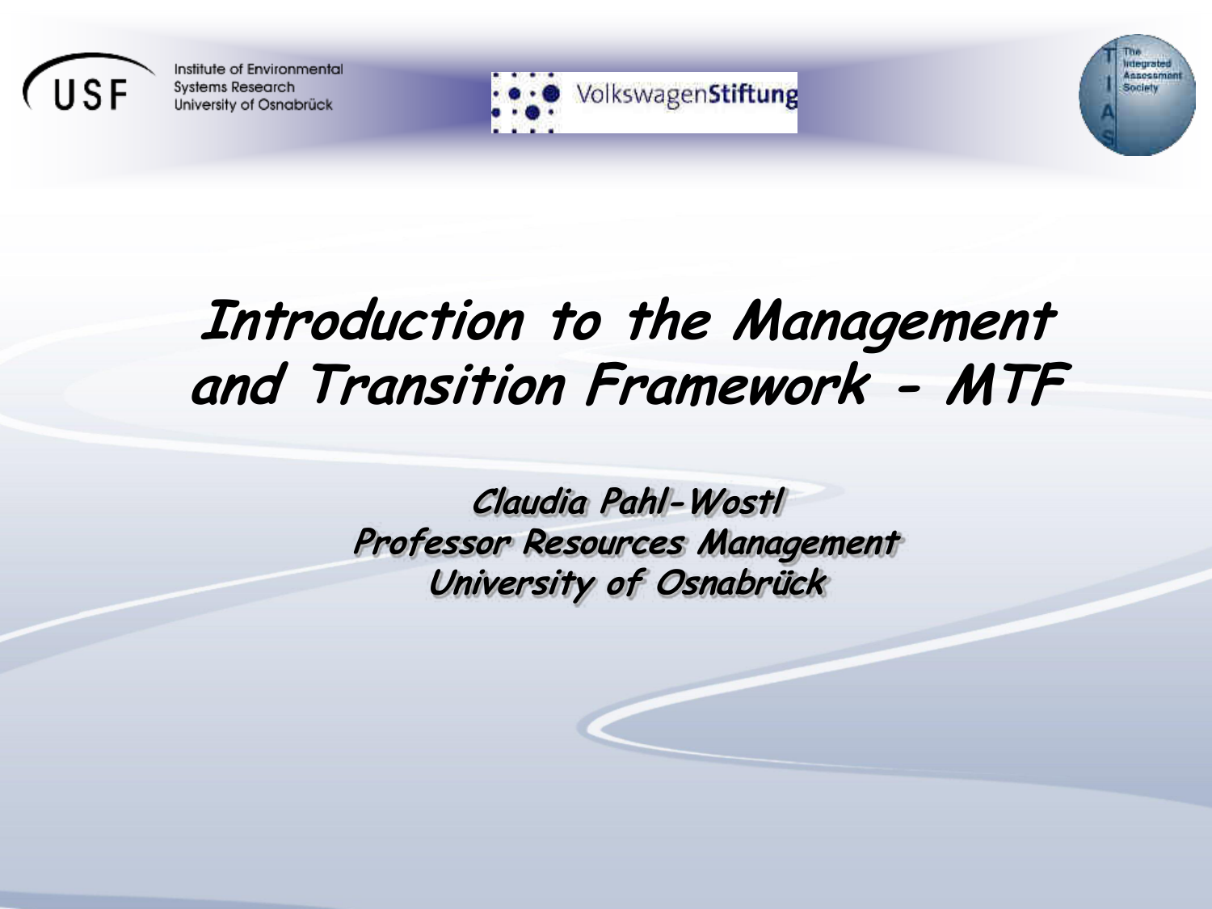Institute of Environmental Systems Research
University of Osnabrück

VolkswagenStiftung

The Integrated Assessment Society

# *Introduction to the Management and Transition Framework - MTF*

***Claudia Pahl-Wostl***
***Professor Resources Management***
***University of Osnabrück***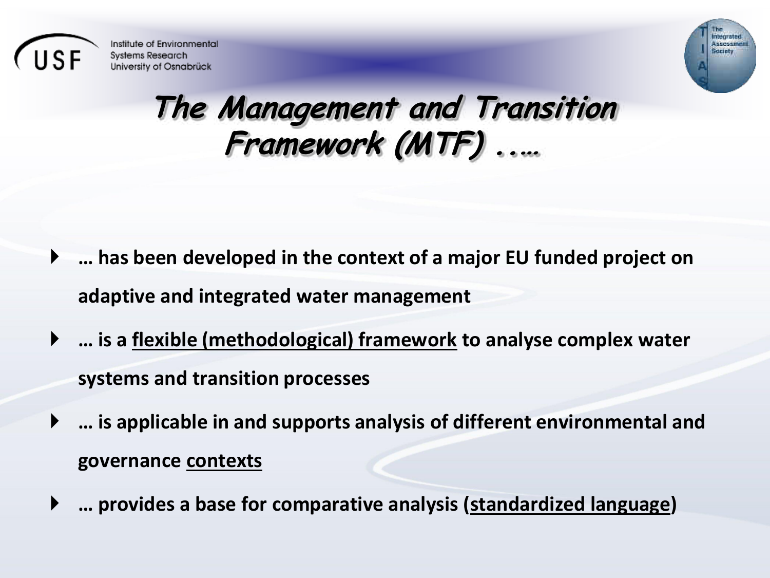# The Management and Transition Framework (MTF) .….

- **… has been developed in the context of a major EU funded project on adaptive and integrated water management**
- **… is a <u>flexible (methodological) framework</u> to analyse complex water systems and transition processes**
- **… is applicable in and supports analysis of different environmental and governance <u>contexts</u>**
- **… provides a base for comparative analysis (<u>standardized language</u>)**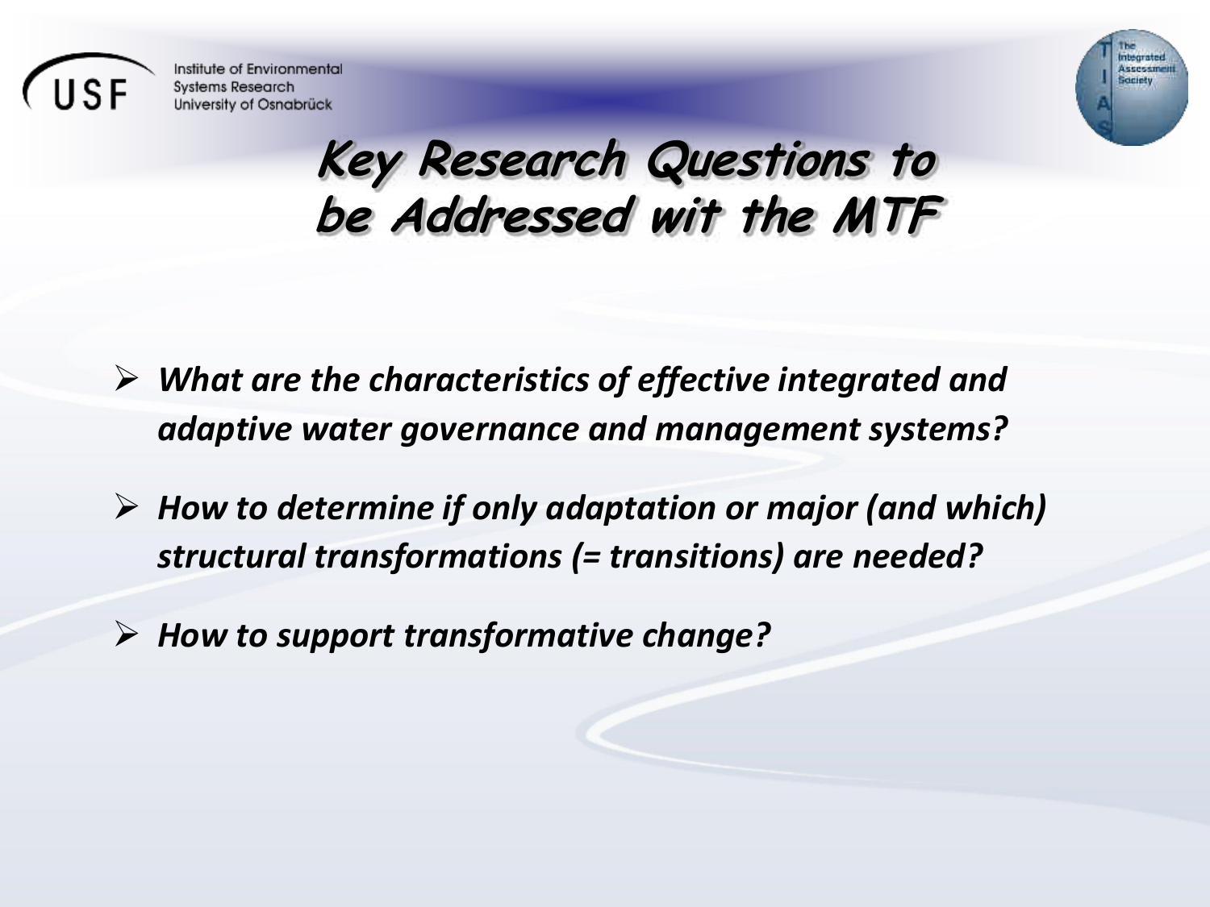# Key Research Questions to be Addressed wit the MTF

- ***What are the characteristics of effective integrated and adaptive water governance and management systems?***
- ***How to determine if only adaptation or major (and which) structural transformations (= transitions) are needed?***
- ***How to support transformative change?***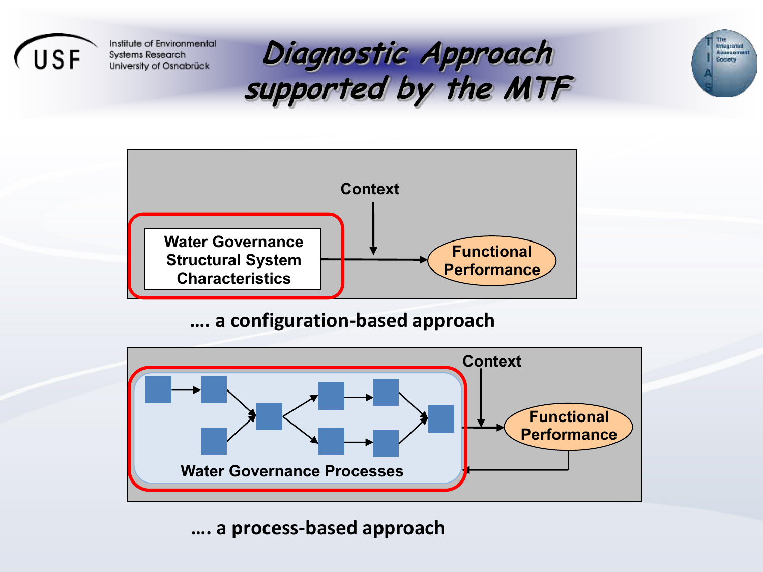# Diagnostic Approach supported by the MTF

Context

Water Governance Structural System Characteristics → Functional Performance

…. a configuration-based approach

Context

Water Governance Processes → Functional Performance

…. a process-based approach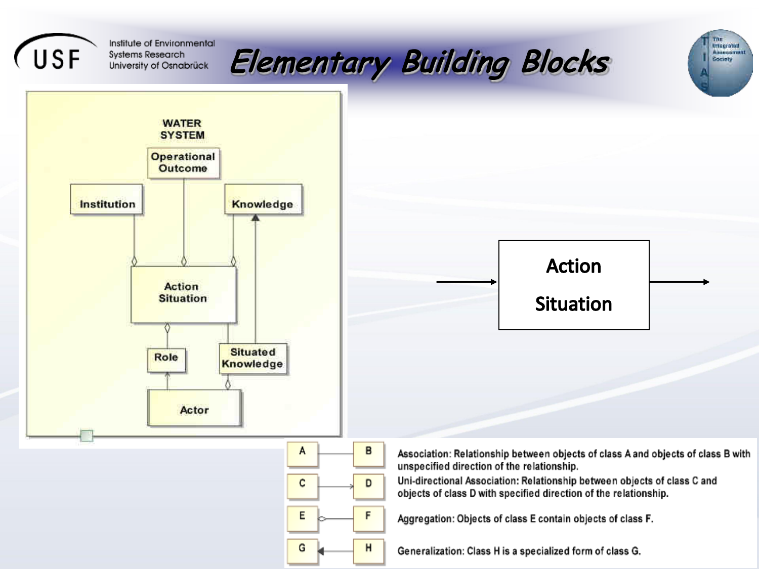# Elementary Building Blocks

WATER SYSTEM

Operational Outcome

Institution

Knowledge

Action Situation

Role

Situated Knowledge

Actor

Action Situation

| | | |
|---|---|---|
| A | B | Association: Relationship between objects of class A and objects of class B with unspecified direction of the relationship. |
| C | D | Uni-directional Association: Relationship between objects of class C and objects of class D with specified direction of the relationship. |
| E | F | Aggregation: Objects of class E contain objects of class F. |
| G | H | Generalization: Class H is a specialized form of class G. |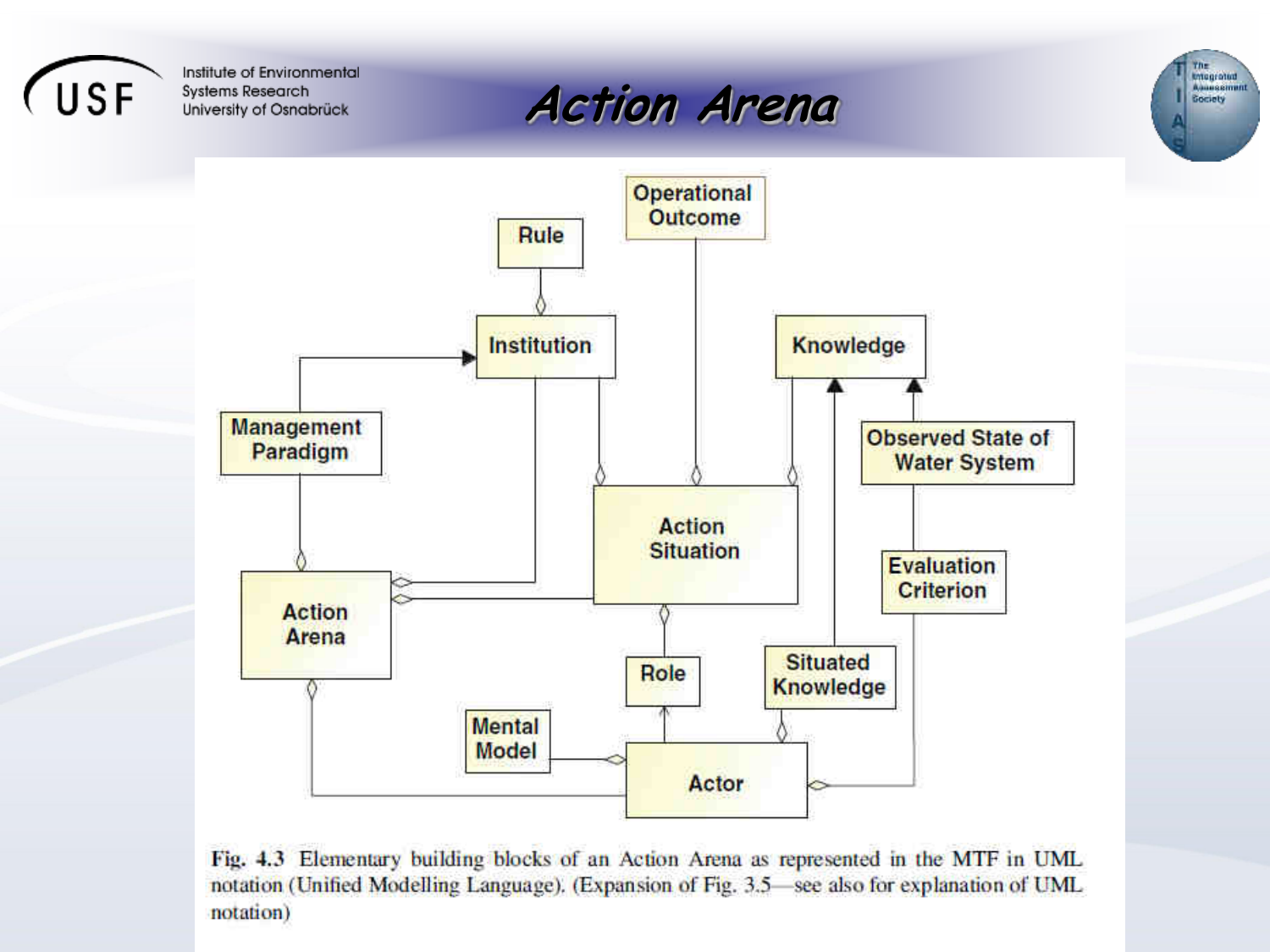# Action Arena

Fig. 4.3 Elementary building blocks of an Action Arena as represented in the MTF in UML notation (Unified Modelling Language). (Expansion of Fig. 3.5—see also for explanation of UML notation)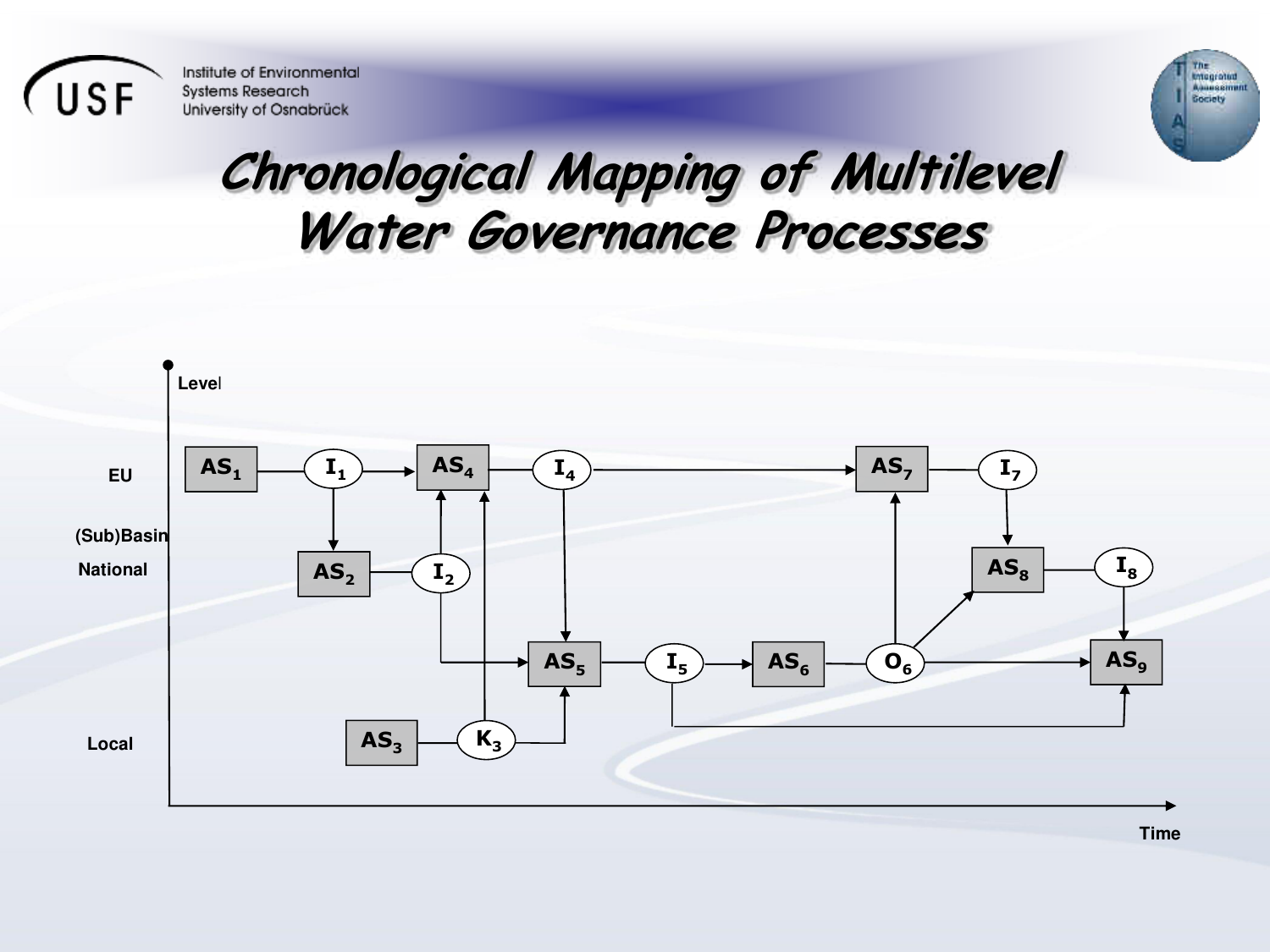# Chronological Mapping of Multilevel Water Governance Processes

Level

EU

(Sub)Basin

National

Local

Time

$AS_1$ → $I_1$ → $AS_4$ → $I_4$ → $AS_7$ → $I_7$

$I_1$ → $AS_2$ → $I_2$ → $AS_4$

$I_2$ → $AS_5$

$AS_3$ → $K_3$ → $AS_4$

$K_3$ → $AS_5$

$I_4$ → $AS_5$

$AS_5$ → $I_5$ → $AS_6$ → $O_6$

$O_6$ → $AS_7$

$O_6$ → $AS_8$

$O_6$ → $AS_9$

$I_7$ → $AS_8$ → $I_8$ → $AS_9$

$I_5$ → $AS_9$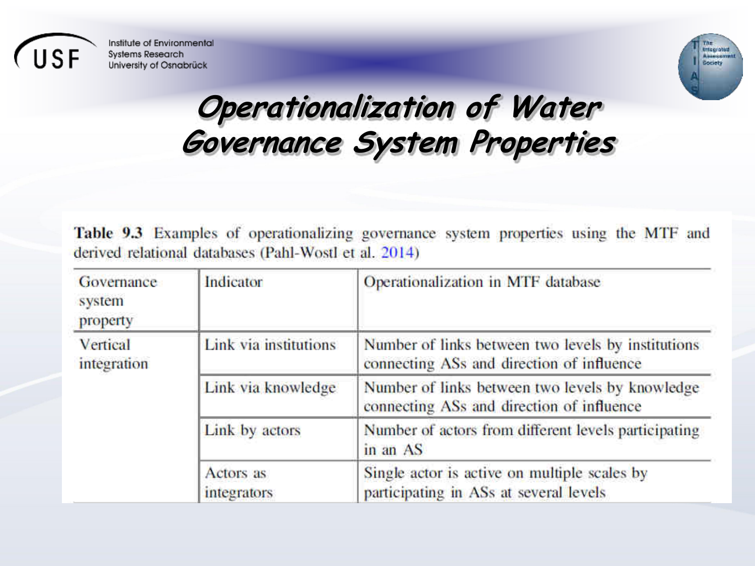# Operationalization of Water Governance System Properties

**Table 9.3** Examples of operationalizing governance system properties using the MTF and derived relational databases (Pahl-Wostl et al. 2014)

| Governance system property | Indicator | Operationalization in MTF database |
|---|---|---|
| Vertical integration | Link via institutions | Number of links between two levels by institutions connecting ASs and direction of influence |
| | Link via knowledge | Number of links between two levels by knowledge connecting ASs and direction of influence |
| | Link by actors | Number of actors from different levels participating in an AS |
| | Actors as integrators | Single actor is active on multiple scales by participating in ASs at several levels |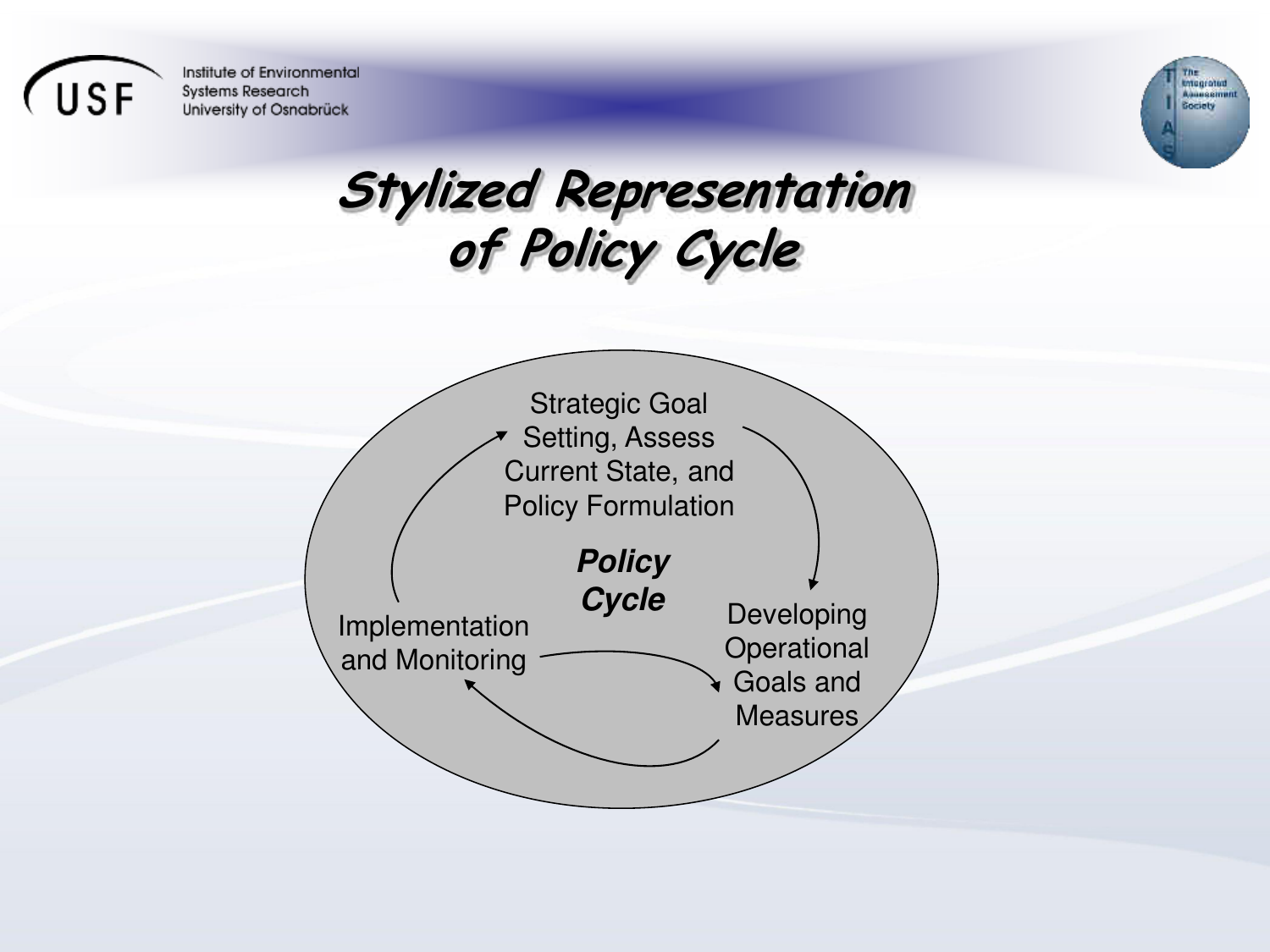# Stylized Representation of Policy Cycle

**Policy Cycle**

- Strategic Goal Setting, Assess Current State, and Policy Formulation
- Developing Operational Goals and Measures
- Implementation and Monitoring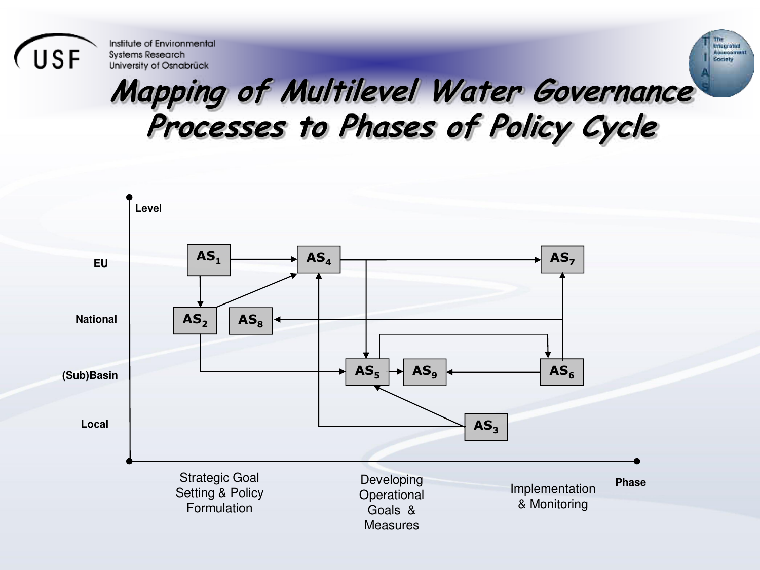# Mapping of Multilevel Water Governance Processes to Phases of Policy Cycle

Level

EU

National

(Sub)Basin

Local

$AS_1$ $AS_4$ $AS_7$

$AS_2$ $AS_8$

$AS_5$ $AS_9$ $AS_6$

$AS_3$

Strategic Goal Setting & Policy Formulation

Developing Operational Goals & Measures

Implementation & Monitoring

Phase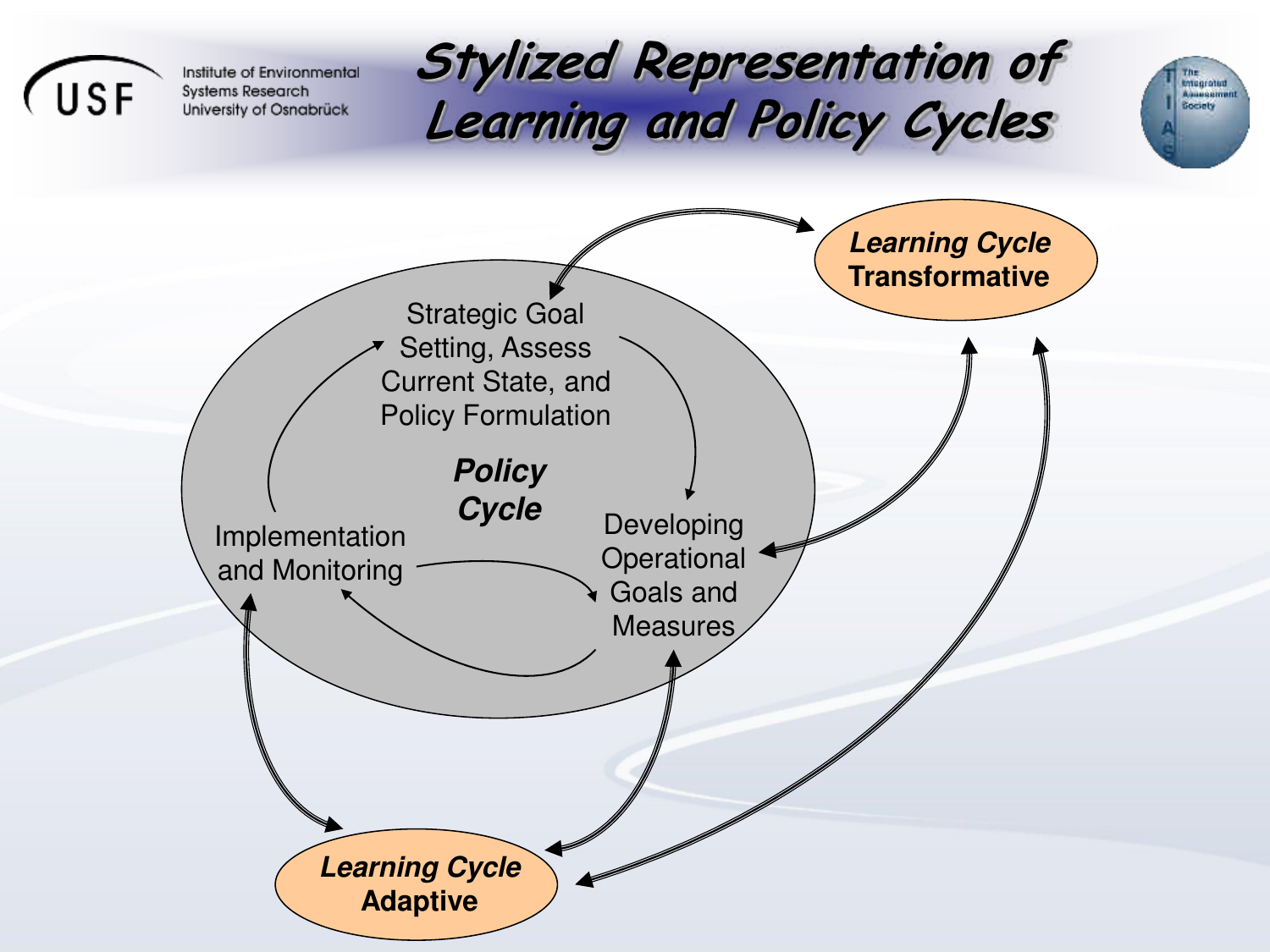# Stylized Representation of Learning and Policy Cycles

Institute of Environmental Systems Research
University of Osnabrück

**Policy Cycle**

- Strategic Goal Setting, Assess Current State, and Policy Formulation
- Developing Operational Goals and Measures
- Implementation and Monitoring

**Learning Cycle Transformative**

**Learning Cycle Adaptive**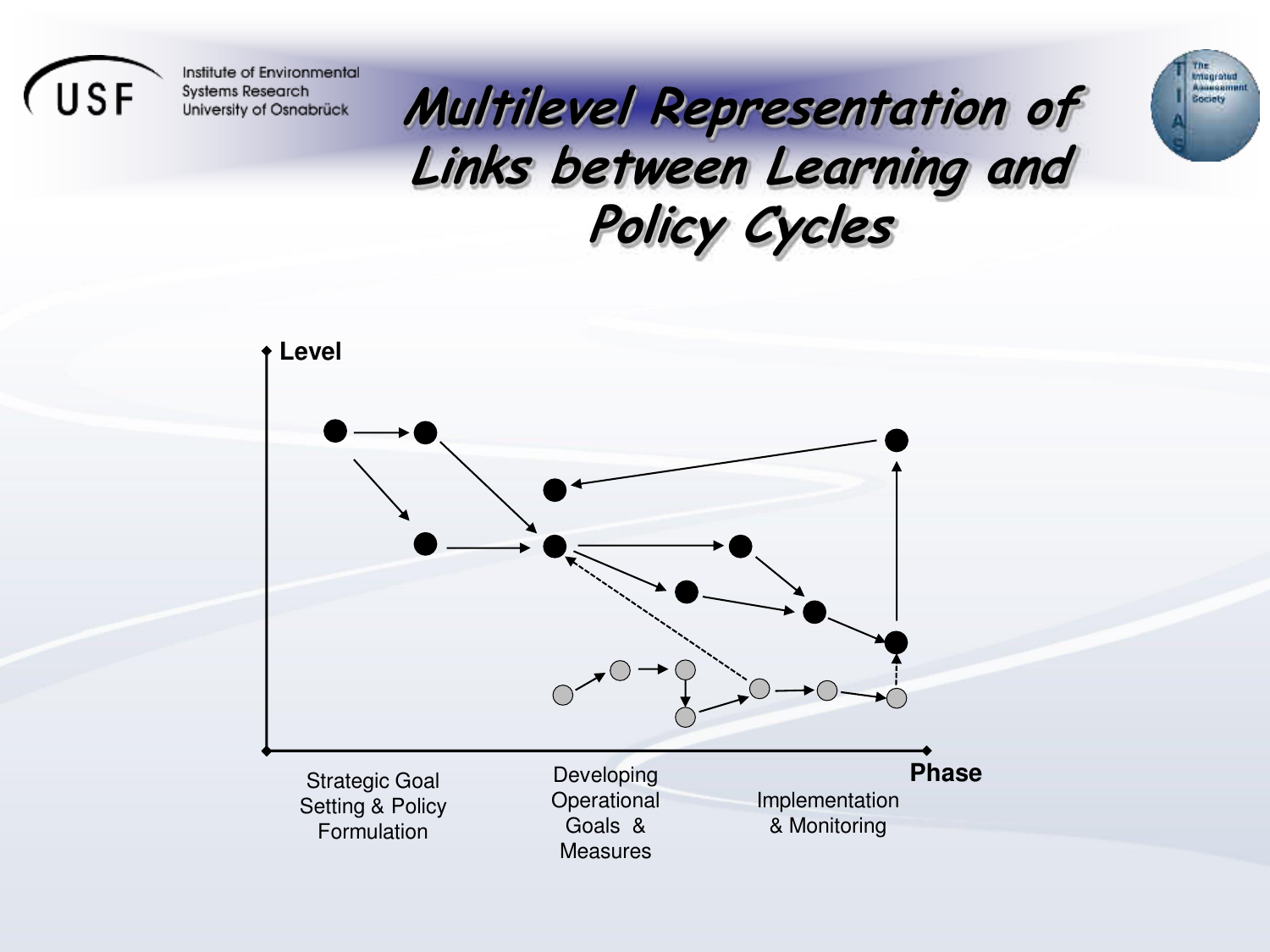# Multilevel Representation of Links between Learning and Policy Cycles

Level

Phase

Strategic Goal Setting & Policy Formulation

Developing Operational Goals & Measures

Implementation & Monitoring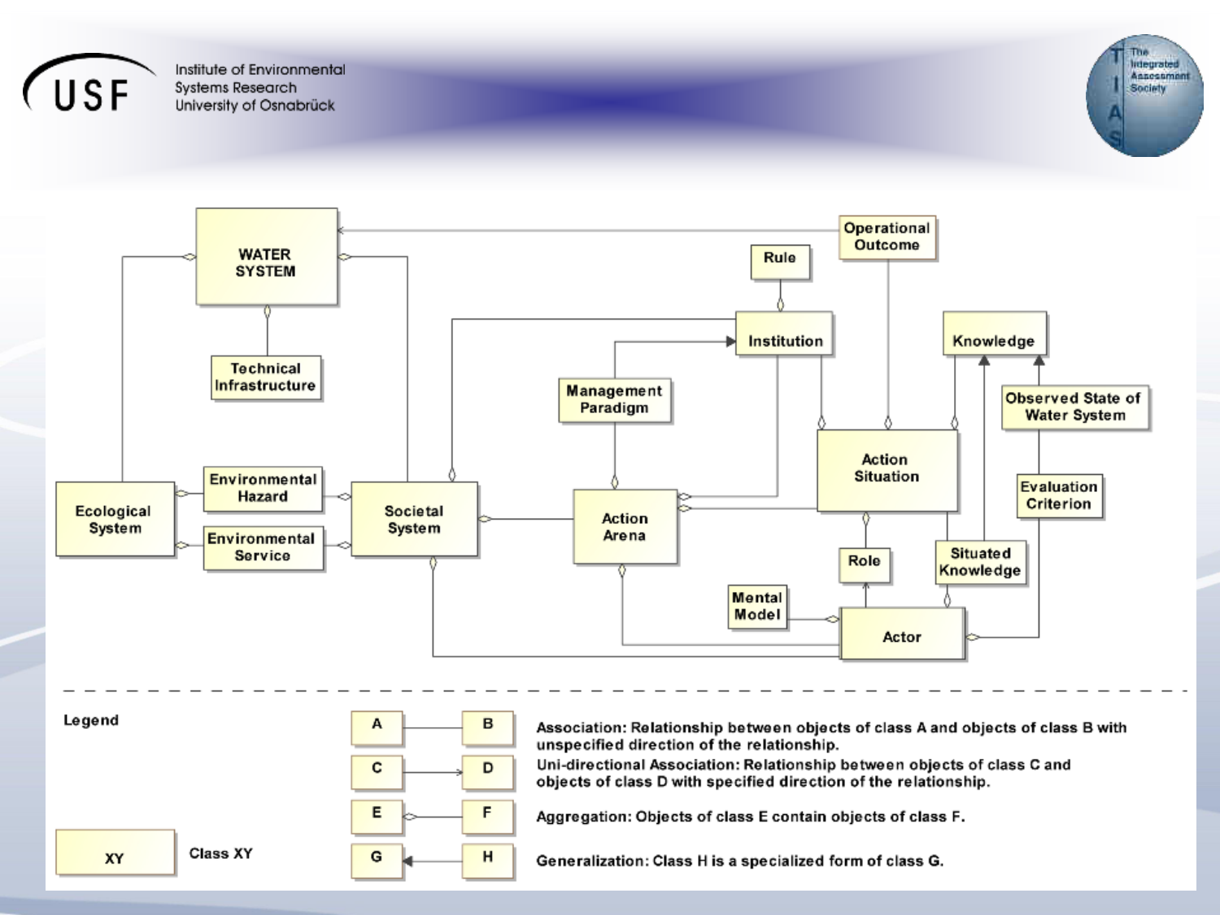USF Institute of Environmental Systems Research University of Osnabrück

The Integrated Assessment Society

WATER SYSTEM

Technical Infrastructure

Operational Outcome

Rule

Institution

Knowledge

Management Paradigm

Action Situation

Observed State of Water System

Ecological System

Environmental Hazard

Environmental Service

Societal System

Action Arena

Evaluation Criterion

Role

Situated Knowledge

Mental Model

Actor

Legend

XY Class XY

A — B Association: Relationship between objects of class A and objects of class B with unspecified direction of the relationship.

C → D Uni-directional Association: Relationship between objects of class C and objects of class D with specified direction of the relationship.

E ◇— F Aggregation: Objects of class E contain objects of class F.

G ◄— H Generalization: Class H is a specialized form of class G.